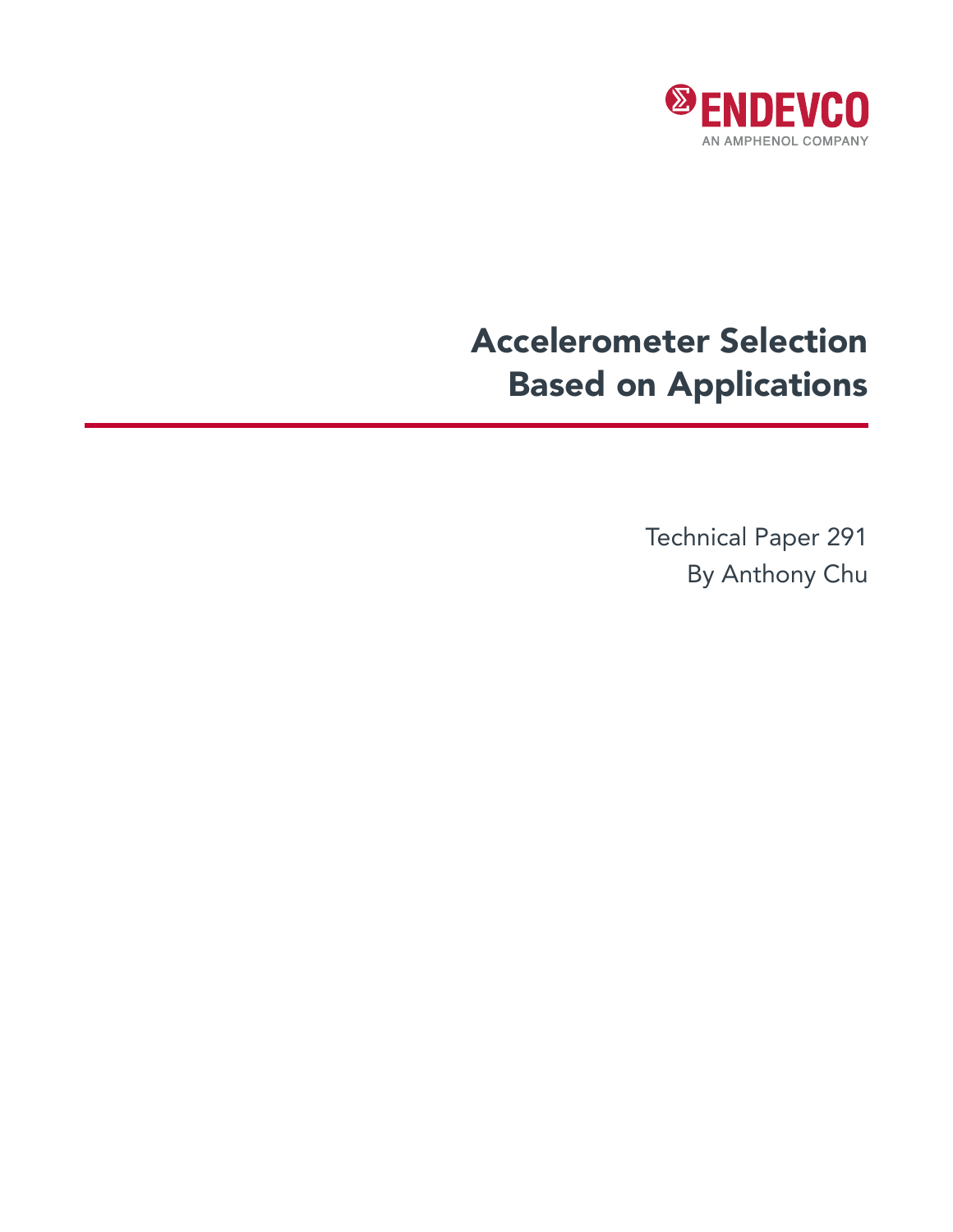ENDEVCO

AN AMPHENOL COMPANY

# Accelerometer Selection Based on Applications

Technical Paper 291

By Anthony Chu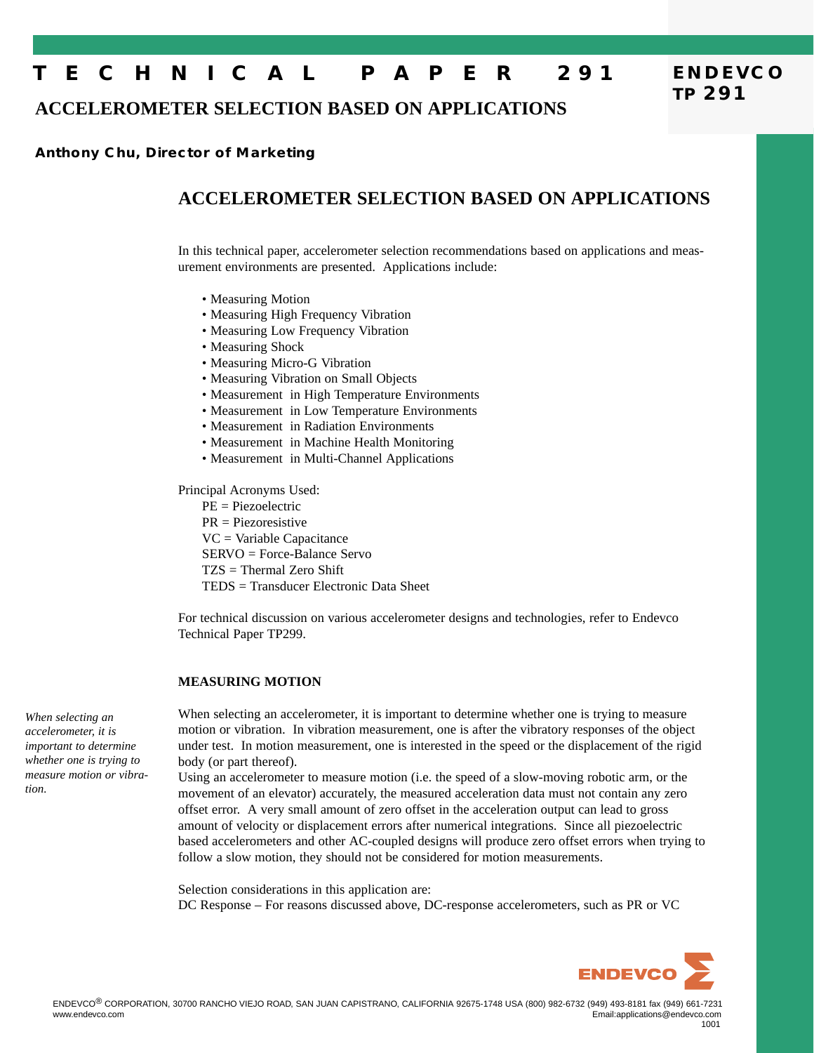# TECHNICAL PAPER 291

## ACCELEROMETER SELECTION BASED ON APPLICATIONS

**Anthony Chu, Director of Marketing**

## ACCELEROMETER SELECTION BASED ON APPLICATIONS

In this technical paper, accelerometer selection recommendations based on applications and measurement environments are presented. Applications include:

- Measuring Motion
- Measuring High Frequency Vibration
- Measuring Low Frequency Vibration
- Measuring Shock
- Measuring Micro-G Vibration
- Measuring Vibration on Small Objects
- Measurement in High Temperature Environments
- Measurement in Low Temperature Environments
- Measurement in Radiation Environments
- Measurement in Machine Health Monitoring
- Measurement in Multi-Channel Applications

Principal Acronyms Used:

PE = Piezoelectric
PR = Piezoresistive
VC = Variable Capacitance
SERVO = Force-Balance Servo
TZS = Thermal Zero Shift
TEDS = Transducer Electronic Data Sheet

For technical discussion on various accelerometer designs and technologies, refer to Endevco Technical Paper TP299.

### MEASURING MOTION

*When selecting an accelerometer, it is important to determine whether one is trying to measure motion or vibration.*

When selecting an accelerometer, it is important to determine whether one is trying to measure motion or vibration. In vibration measurement, one is after the vibratory responses of the object under test. In motion measurement, one is interested in the speed or the displacement of the rigid body (or part thereof).

Using an accelerometer to measure motion (i.e. the speed of a slow-moving robotic arm, or the movement of an elevator) accurately, the measured acceleration data must not contain any zero offset error. A very small amount of zero offset in the acceleration output can lead to gross amount of velocity or displacement errors after numerical integrations. Since all piezoelectric based accelerometers and other AC-coupled designs will produce zero offset errors when trying to follow a slow motion, they should not be considered for motion measurements.

Selection considerations in this application are:

DC Response – For reasons discussed above, DC-response accelerometers, such as PR or VC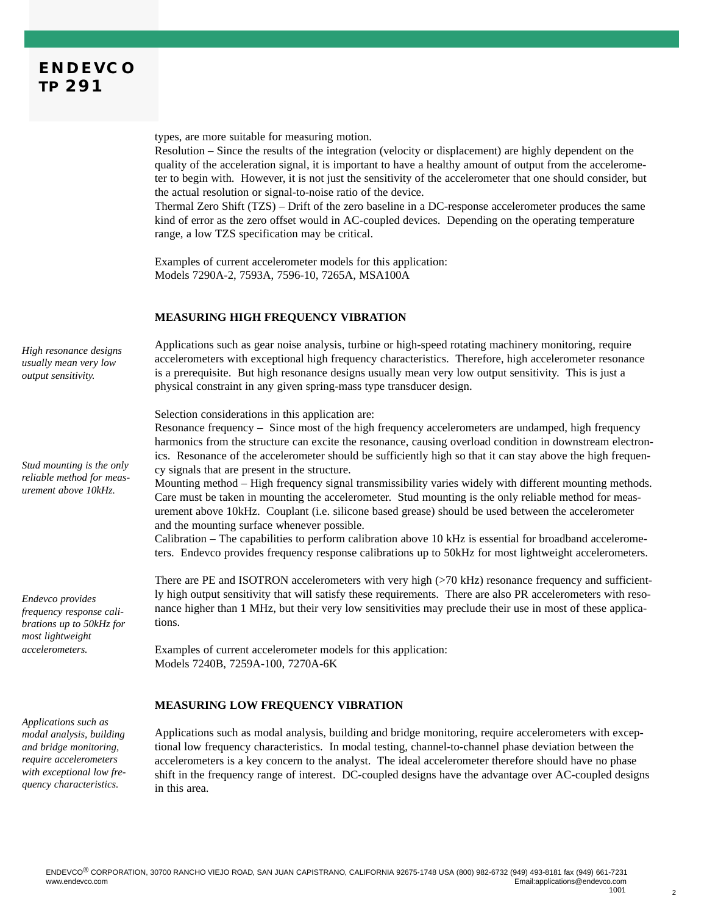types, are more suitable for measuring motion.
Resolution – Since the results of the integration (velocity or displacement) are highly dependent on the quality of the acceleration signal, it is important to have a healthy amount of output from the accelerometer to begin with. However, it is not just the sensitivity of the accelerometer that one should consider, but the actual resolution or signal-to-noise ratio of the device.
Thermal Zero Shift (TZS) – Drift of the zero baseline in a DC-response accelerometer produces the same kind of error as the zero offset would in AC-coupled devices. Depending on the operating temperature range, a low TZS specification may be critical.

Examples of current accelerometer models for this application:
Models 7290A-2, 7593A, 7596-10, 7265A, MSA100A

## MEASURING HIGH FREQUENCY VIBRATION

*High resonance designs usually mean very low output sensitivity.*

Applications such as gear noise analysis, turbine or high-speed rotating machinery monitoring, require accelerometers with exceptional high frequency characteristics. Therefore, high accelerometer resonance is a prerequisite. But high resonance designs usually mean very low output sensitivity. This is just a physical constraint in any given spring-mass type transducer design.

Selection considerations in this application are:
Resonance frequency – Since most of the high frequency accelerometers are undamped, high frequency harmonics from the structure can excite the resonance, causing overload condition in downstream electronics. Resonance of the accelerometer should be sufficiently high so that it can stay above the high frequency signals that are present in the structure.

*Stud mounting is the only reliable method for measurement above 10kHz.*

Mounting method – High frequency signal transmissibility varies widely with different mounting methods. Care must be taken in mounting the accelerometer. Stud mounting is the only reliable method for measurement above 10kHz. Couplant (i.e. silicone based grease) should be used between the accelerometer and the mounting surface whenever possible.
Calibration – The capabilities to perform calibration above 10 kHz is essential for broadband accelerometers. Endevco provides frequency response calibrations up to 50kHz for most lightweight accelerometers.

*Endevco provides frequency response calibrations up to 50kHz for most lightweight accelerometers.*

There are PE and ISOTRON accelerometers with very high (>70 kHz) resonance frequency and sufficiently high output sensitivity that will satisfy these requirements. There are also PR accelerometers with resonance higher than 1 MHz, but their very low sensitivities may preclude their use in most of these applications.

Examples of current accelerometer models for this application:
Models 7240B, 7259A-100, 7270A-6K

## MEASURING LOW FREQUENCY VIBRATION

*Applications such as modal analysis, building and bridge monitoring, require accelerometers with exceptional low frequency characteristics.*

Applications such as modal analysis, building and bridge monitoring, require accelerometers with exceptional low frequency characteristics. In modal testing, channel-to-channel phase deviation between the accelerometers is a key concern to the analyst. The ideal accelerometer therefore should have no phase shift in the frequency range of interest. DC-coupled designs have the advantage over AC-coupled designs in this area.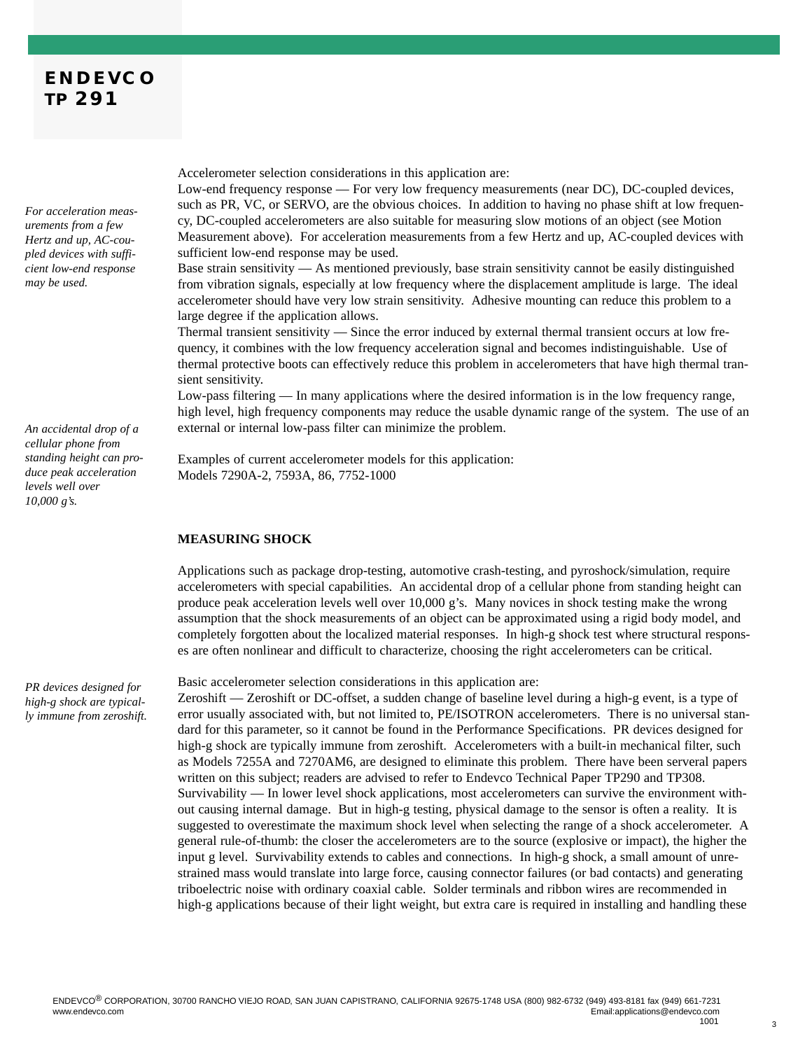Accelerometer selection considerations in this application are:

Low-end frequency response — For very low frequency measurements (near DC), DC-coupled devices, such as PR, VC, or SERVO, are the obvious choices. In addition to having no phase shift at low frequency, DC-coupled accelerometers are also suitable for measuring slow motions of an object (see Motion Measurement above). For acceleration measurements from a few Hertz and up, AC-coupled devices with sufficient low-end response may be used.

*For acceleration measurements from a few Hertz and up, AC-coupled devices with sufficient low-end response may be used.*

Base strain sensitivity — As mentioned previously, base strain sensitivity cannot be easily distinguished from vibration signals, especially at low frequency where the displacement amplitude is large. The ideal accelerometer should have very low strain sensitivity. Adhesive mounting can reduce this problem to a large degree if the application allows.

Thermal transient sensitivity — Since the error induced by external thermal transient occurs at low frequency, it combines with the low frequency acceleration signal and becomes indistinguishable. Use of thermal protective boots can effectively reduce this problem in accelerometers that have high thermal transient sensitivity.

Low-pass filtering — In many applications where the desired information is in the low frequency range, high level, high frequency components may reduce the usable dynamic range of the system. The use of an external or internal low-pass filter can minimize the problem.

Examples of current accelerometer models for this application:
Models 7290A-2, 7593A, 86, 7752-1000

*An accidental drop of a cellular phone from standing height can produce peak acceleration levels well over 10,000 g's.*

## MEASURING SHOCK

Applications such as package drop-testing, automotive crash-testing, and pyroshock/simulation, require accelerometers with special capabilities. An accidental drop of a cellular phone from standing height can produce peak acceleration levels well over 10,000 g's. Many novices in shock testing make the wrong assumption that the shock measurements of an object can be approximated using a rigid body model, and completely forgotten about the localized material responses. In high-g shock test where structural responses are often nonlinear and difficult to characterize, choosing the right accelerometers can be critical.

*PR devices designed for high-g shock are typically immune from zeroshift.*

Basic accelerometer selection considerations in this application are:

Zeroshift — Zeroshift or DC-offset, a sudden change of baseline level during a high-g event, is a type of error usually associated with, but not limited to, PE/ISOTRON accelerometers. There is no universal standard for this parameter, so it cannot be found in the Performance Specifications. PR devices designed for high-g shock are typically immune from zeroshift. Accelerometers with a built-in mechanical filter, such as Models 7255A and 7270AM6, are designed to eliminate this problem. There have been serveral papers written on this subject; readers are advised to refer to Endevco Technical Paper TP290 and TP308.

Survivability — In lower level shock applications, most accelerometers can survive the environment without causing internal damage. But in high-g testing, physical damage to the sensor is often a reality. It is suggested to overestimate the maximum shock level when selecting the range of a shock accelerometer. A general rule-of-thumb: the closer the accelerometers are to the source (explosive or impact), the higher the input g level. Survivability extends to cables and connections. In high-g shock, a small amount of unrestrained mass would translate into large force, causing connector failures (or bad contacts) and generating triboelectric noise with ordinary coaxial cable. Solder terminals and ribbon wires are recommended in high-g applications because of their light weight, but extra care is required in installing and handling these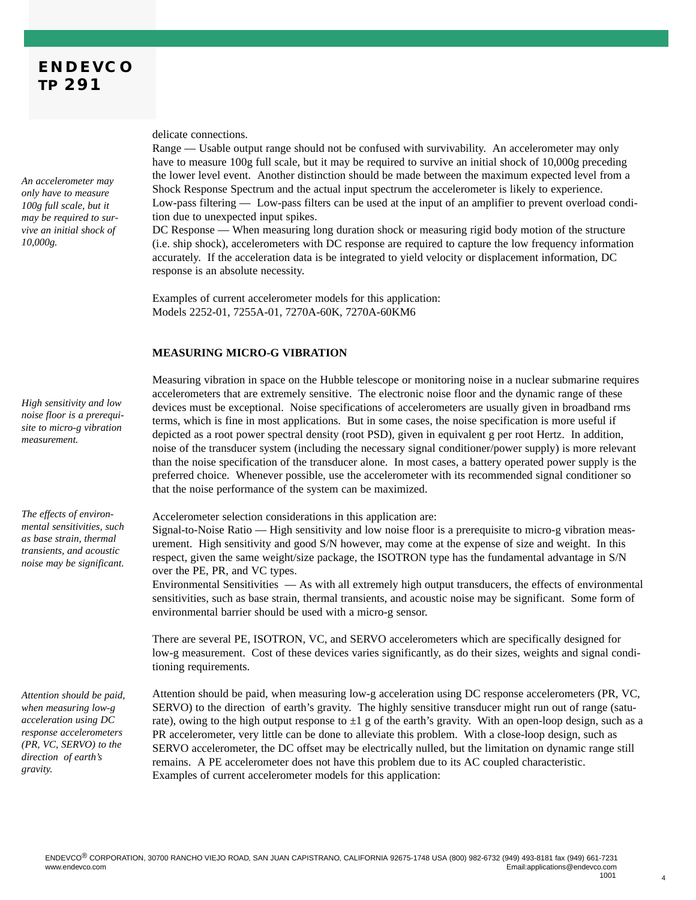delicate connections.

Range — Usable output range should not be confused with survivability. An accelerometer may only have to measure 100g full scale, but it may be required to survive an initial shock of 10,000g preceding the lower level event. Another distinction should be made between the maximum expected level from a Shock Response Spectrum and the actual input spectrum the accelerometer is likely to experience.

*An accelerometer may only have to measure 100g full scale, but it may be required to survive an initial shock of 10,000g.*

Low-pass filtering — Low-pass filters can be used at the input of an amplifier to prevent overload condition due to unexpected input spikes.

DC Response — When measuring long duration shock or measuring rigid body motion of the structure (i.e. ship shock), accelerometers with DC response are required to capture the low frequency information accurately. If the acceleration data is be integrated to yield velocity or displacement information, DC response is an absolute necessity.

Examples of current accelerometer models for this application:
Models 2252-01, 7255A-01, 7270A-60K, 7270A-60KM6

**MEASURING MICRO-G VIBRATION**

Measuring vibration in space on the Hubble telescope or monitoring noise in a nuclear submarine requires accelerometers that are extremely sensitive. The electronic noise floor and the dynamic range of these devices must be exceptional. Noise specifications of accelerometers are usually given in broadband rms terms, which is fine in most applications. But in some cases, the noise specification is more useful if depicted as a root power spectral density (root PSD), given in equivalent g per root Hertz. In addition, noise of the transducer system (including the necessary signal conditioner/power supply) is more relevant than the noise specification of the transducer alone. In most cases, a battery operated power supply is the preferred choice. Whenever possible, use the accelerometer with its recommended signal conditioner so that the noise performance of the system can be maximized.

*High sensitivity and low noise floor is a prerequisite to micro-g vibration measurement.*

Accelerometer selection considerations in this application are:

Signal-to-Noise Ratio — High sensitivity and low noise floor is a prerequisite to micro-g vibration measurement. High sensitivity and good S/N however, may come at the expense of size and weight. In this respect, given the same weight/size package, the ISOTRON type has the fundamental advantage in S/N over the PE, PR, and VC types.

Environmental Sensitivities — As with all extremely high output transducers, the effects of environmental sensitivities, such as base strain, thermal transients, and acoustic noise may be significant. Some form of environmental barrier should be used with a micro-g sensor.

*The effects of environmental sensitivities, such as base strain, thermal transients, and acoustic noise may be significant.*

There are several PE, ISOTRON, VC, and SERVO accelerometers which are specifically designed for low-g measurement. Cost of these devices varies significantly, as do their sizes, weights and signal conditioning requirements.

Attention should be paid, when measuring low-g acceleration using DC response accelerometers (PR, VC, SERVO) to the direction of earth's gravity. The highly sensitive transducer might run out of range (saturate), owing to the high output response to ±1 g of the earth's gravity. With an open-loop design, such as a PR accelerometer, very little can be done to alleviate this problem. With a close-loop design, such as SERVO accelerometer, the DC offset may be electrically nulled, but the limitation on dynamic range still remains. A PE accelerometer does not have this problem due to its AC coupled characteristic.

*Attention should be paid, when measuring low-g acceleration using DC response accelerometers (PR, VC, SERVO) to the direction of earth's gravity.*

Examples of current accelerometer models for this application: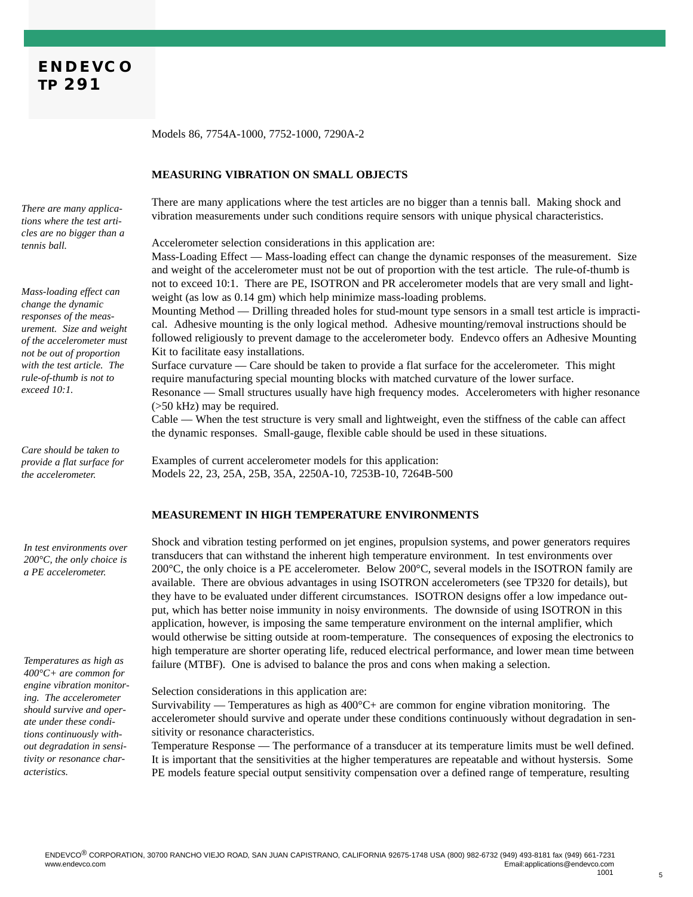**ENDEVCO**
**TP 291**

Models 86, 7754A-1000, 7752-1000, 7290A-2

## MEASURING VIBRATION ON SMALL OBJECTS

*There are many applications where the test articles are no bigger than a tennis ball.*

There are many applications where the test articles are no bigger than a tennis ball. Making shock and vibration measurements under such conditions require sensors with unique physical characteristics.

*Mass-loading effect can change the dynamic responses of the measurement. Size and weight of the accelerometer must not be out of proportion with the test article. The rule-of-thumb is not to exceed 10:1.*

Accelerometer selection considerations in this application are:
Mass-Loading Effect — Mass-loading effect can change the dynamic responses of the measurement. Size and weight of the accelerometer must not be out of proportion with the test article. The rule-of-thumb is not to exceed 10:1. There are PE, ISOTRON and PR accelerometer models that are very small and lightweight (as low as 0.14 gm) which help minimize mass-loading problems.
Mounting Method — Drilling threaded holes for stud-mount type sensors in a small test article is impractical. Adhesive mounting is the only logical method. Adhesive mounting/removal instructions should be followed religiously to prevent damage to the accelerometer body. Endevco offers an Adhesive Mounting Kit to facilitate easy installations.
Surface curvature — Care should be taken to provide a flat surface for the accelerometer. This might require manufacturing special mounting blocks with matched curvature of the lower surface.
Resonance — Small structures usually have high frequency modes. Accelerometers with higher resonance (>50 kHz) may be required.
Cable — When the test structure is very small and lightweight, even the stiffness of the cable can affect the dynamic responses. Small-gauge, flexible cable should be used in these situations.

*Care should be taken to provide a flat surface for the accelerometer.*

Examples of current accelerometer models for this application:
Models 22, 23, 25A, 25B, 35A, 2250A-10, 7253B-10, 7264B-500

## MEASUREMENT IN HIGH TEMPERATURE ENVIRONMENTS

*In test environments over 200°C, the only choice is a PE accelerometer.*

Shock and vibration testing performed on jet engines, propulsion systems, and power generators requires transducers that can withstand the inherent high temperature environment. In test environments over 200°C, the only choice is a PE accelerometer. Below 200°C, several models in the ISOTRON family are available. There are obvious advantages in using ISOTRON accelerometers (see TP320 for details), but they have to be evaluated under different circumstances. ISOTRON designs offer a low impedance output, which has better noise immunity in noisy environments. The downside of using ISOTRON in this application, however, is imposing the same temperature environment on the internal amplifier, which would otherwise be sitting outside at room-temperature. The consequences of exposing the electronics to high temperature are shorter operating life, reduced electrical performance, and lower mean time between failure (MTBF). One is advised to balance the pros and cons when making a selection.

*Temperatures as high as 400°C+ are common for engine vibration monitoring. The accelerometer should survive and operate under these conditions continuously without degradation in sensitivity or resonance characteristics.*

Selection considerations in this application are:
Survivability — Temperatures as high as 400°C+ are common for engine vibration monitoring. The accelerometer should survive and operate under these conditions continuously without degradation in sensitivity or resonance characteristics.
Temperature Response — The performance of a transducer at its temperature limits must be well defined. It is important that the sensitivities at the higher temperatures are repeatable and without hystersis. Some PE models feature special output sensitivity compensation over a defined range of temperature, resulting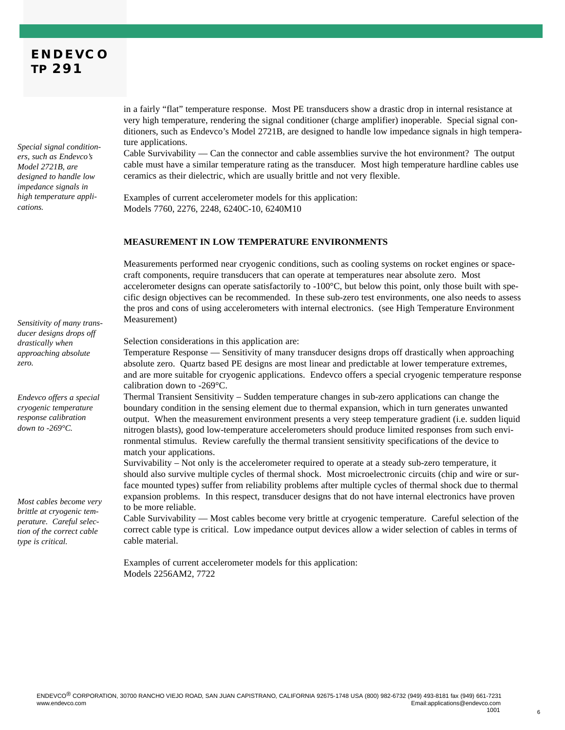in a fairly "flat" temperature response. Most PE transducers show a drastic drop in internal resistance at very high temperature, rendering the signal conditioner (charge amplifier) inoperable. Special signal conditioners, such as Endevco's Model 2721B, are designed to handle low impedance signals in high temperature applications.

*Special signal conditioners, such as Endevco's Model 2721B, are designed to handle low impedance signals in high temperature applications.*

Cable Survivability — Can the connector and cable assemblies survive the hot environment? The output cable must have a similar temperature rating as the transducer. Most high temperature hardline cables use ceramics as their dielectric, which are usually brittle and not very flexible.

Examples of current accelerometer models for this application:
Models 7760, 2276, 2248, 6240C-10, 6240M10

**MEASUREMENT IN LOW TEMPERATURE ENVIRONMENTS**

Measurements performed near cryogenic conditions, such as cooling systems on rocket engines or spacecraft components, require transducers that can operate at temperatures near absolute zero. Most accelerometer designs can operate satisfactorily to -100°C, but below this point, only those built with specific design objectives can be recommended. In these sub-zero test environments, one also needs to assess the pros and cons of using accelerometers with internal electronics. (see High Temperature Environment Measurement)

*Sensitivity of many transducer designs drops off drastically when approaching absolute zero.*

Selection considerations in this application are:
Temperature Response — Sensitivity of many transducer designs drops off drastically when approaching absolute zero. Quartz based PE designs are most linear and predictable at lower temperature extremes, and are more suitable for cryogenic applications. Endevco offers a special cryogenic temperature response calibration down to -269°C.

*Endevco offers a special cryogenic temperature response calibration down to -269°C.*

Thermal Transient Sensitivity – Sudden temperature changes in sub-zero applications can change the boundary condition in the sensing element due to thermal expansion, which in turn generates unwanted output. When the measurement environment presents a very steep temperature gradient (i.e. sudden liquid nitrogen blasts), good low-temperature accelerometers should produce limited responses from such environmental stimulus. Review carefully the thermal transient sensitivity specifications of the device to match your applications.
Survivability – Not only is the accelerometer required to operate at a steady sub-zero temperature, it should also survive multiple cycles of thermal shock. Most microelectronic circuits (chip and wire or surface mounted types) suffer from reliability problems after multiple cycles of thermal shock due to thermal expansion problems. In this respect, transducer designs that do not have internal electronics have proven to be more reliable.

*Most cables become very brittle at cryogenic temperature. Careful selection of the correct cable type is critical.*

Cable Survivability — Most cables become very brittle at cryogenic temperature. Careful selection of the correct cable type is critical. Low impedance output devices allow a wider selection of cables in terms of cable material.

Examples of current accelerometer models for this application:
Models 2256AM2, 7722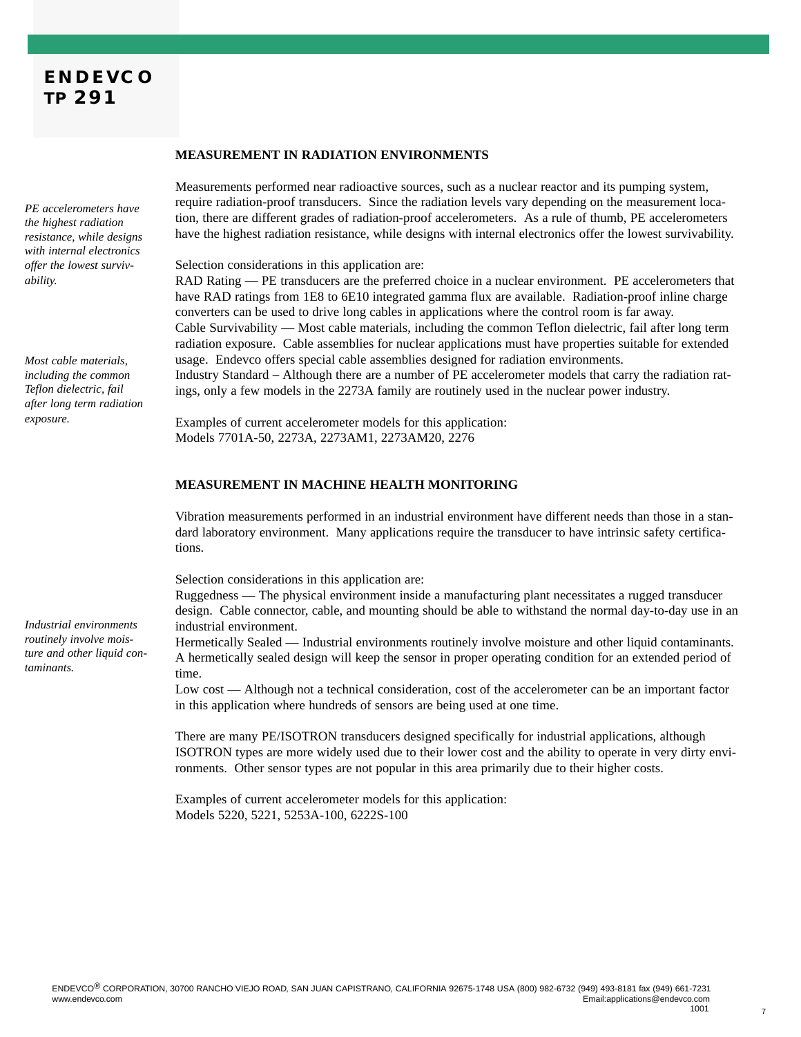## MEASUREMENT IN RADIATION ENVIRONMENTS

*PE accelerometers have the highest radiation resistance, while designs with internal electronics offer the lowest survivability.*

Measurements performed near radioactive sources, such as a nuclear reactor and its pumping system, require radiation-proof transducers. Since the radiation levels vary depending on the measurement location, there are different grades of radiation-proof accelerometers. As a rule of thumb, PE accelerometers have the highest radiation resistance, while designs with internal electronics offer the lowest survivability.

Selection considerations in this application are:

RAD Rating — PE transducers are the preferred choice in a nuclear environment. PE accelerometers that have RAD ratings from 1E8 to 6E10 integrated gamma flux are available. Radiation-proof inline charge converters can be used to drive long cables in applications where the control room is far away.

Cable Survivability — Most cable materials, including the common Teflon dielectric, fail after long term radiation exposure. Cable assemblies for nuclear applications must have properties suitable for extended usage. Endevco offers special cable assemblies designed for radiation environments.

*Most cable materials, including the common Teflon dielectric, fail after long term radiation exposure.*

Industry Standard – Although there are a number of PE accelerometer models that carry the radiation ratings, only a few models in the 2273A family are routinely used in the nuclear power industry.

Examples of current accelerometer models for this application:
Models 7701A-50, 2273A, 2273AM1, 2273AM20, 2276

## MEASUREMENT IN MACHINE HEALTH MONITORING

Vibration measurements performed in an industrial environment have different needs than those in a standard laboratory environment. Many applications require the transducer to have intrinsic safety certifications.

Selection considerations in this application are:

Ruggedness — The physical environment inside a manufacturing plant necessitates a rugged transducer design. Cable connector, cable, and mounting should be able to withstand the normal day-to-day use in an industrial environment.

*Industrial environments routinely involve moisture and other liquid contaminants.*

Hermetically Sealed — Industrial environments routinely involve moisture and other liquid contaminants. A hermetically sealed design will keep the sensor in proper operating condition for an extended period of time.

Low cost — Although not a technical consideration, cost of the accelerometer can be an important factor in this application where hundreds of sensors are being used at one time.

There are many PE/ISOTRON transducers designed specifically for industrial applications, although ISOTRON types are more widely used due to their lower cost and the ability to operate in very dirty environments. Other sensor types are not popular in this area primarily due to their higher costs.

Examples of current accelerometer models for this application:
Models 5220, 5221, 5253A-100, 6222S-100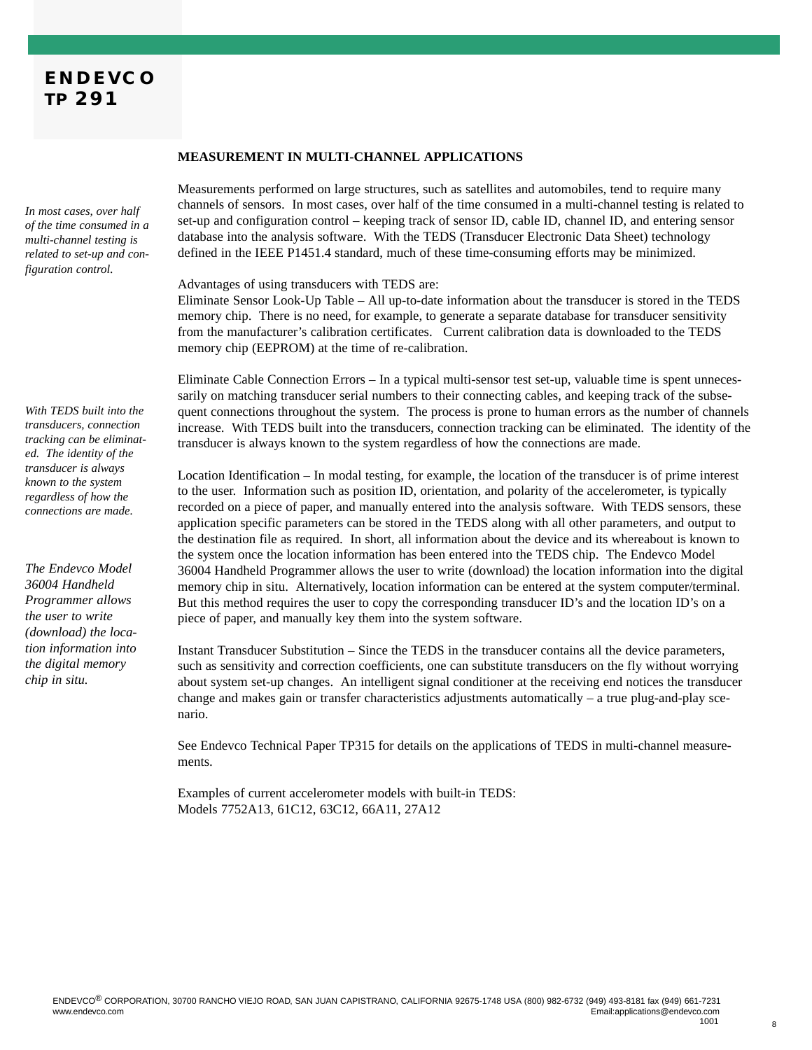## MEASUREMENT IN MULTI-CHANNEL APPLICATIONS

*In most cases, over half of the time consumed in a multi-channel testing is related to set-up and configuration control.*

Measurements performed on large structures, such as satellites and automobiles, tend to require many channels of sensors. In most cases, over half of the time consumed in a multi-channel testing is related to set-up and configuration control – keeping track of sensor ID, cable ID, channel ID, and entering sensor database into the analysis software. With the TEDS (Transducer Electronic Data Sheet) technology defined in the IEEE P1451.4 standard, much of these time-consuming efforts may be minimized.

Advantages of using transducers with TEDS are:
Eliminate Sensor Look-Up Table – All up-to-date information about the transducer is stored in the TEDS memory chip. There is no need, for example, to generate a separate database for transducer sensitivity from the manufacturer's calibration certificates. Current calibration data is downloaded to the TEDS memory chip (EEPROM) at the time of re-calibration.

*With TEDS built into the transducers, connection tracking can be eliminated. The identity of the transducer is always known to the system regardless of how the connections are made.*

Eliminate Cable Connection Errors – In a typical multi-sensor test set-up, valuable time is spent unnecessarily on matching transducer serial numbers to their connecting cables, and keeping track of the subsequent connections throughout the system. The process is prone to human errors as the number of channels increase. With TEDS built into the transducers, connection tracking can be eliminated. The identity of the transducer is always known to the system regardless of how the connections are made.

*The Endevco Model 36004 Handheld Programmer allows the user to write (download) the location information into the digital memory chip in situ.*

Location Identification – In modal testing, for example, the location of the transducer is of prime interest to the user. Information such as position ID, orientation, and polarity of the accelerometer, is typically recorded on a piece of paper, and manually entered into the analysis software. With TEDS sensors, these application specific parameters can be stored in the TEDS along with all other parameters, and output to the destination file as required. In short, all information about the device and its whereabout is known to the system once the location information has been entered into the TEDS chip. The Endevco Model 36004 Handheld Programmer allows the user to write (download) the location information into the digital memory chip in situ. Alternatively, location information can be entered at the system computer/terminal. But this method requires the user to copy the corresponding transducer ID's and the location ID's on a piece of paper, and manually key them into the system software.

Instant Transducer Substitution – Since the TEDS in the transducer contains all the device parameters, such as sensitivity and correction coefficients, one can substitute transducers on the fly without worrying about system set-up changes. An intelligent signal conditioner at the receiving end notices the transducer change and makes gain or transfer characteristics adjustments automatically – a true plug-and-play scenario.

See Endevco Technical Paper TP315 for details on the applications of TEDS in multi-channel measurements.

Examples of current accelerometer models with built-in TEDS:
Models 7752A13, 61C12, 63C12, 66A11, 27A12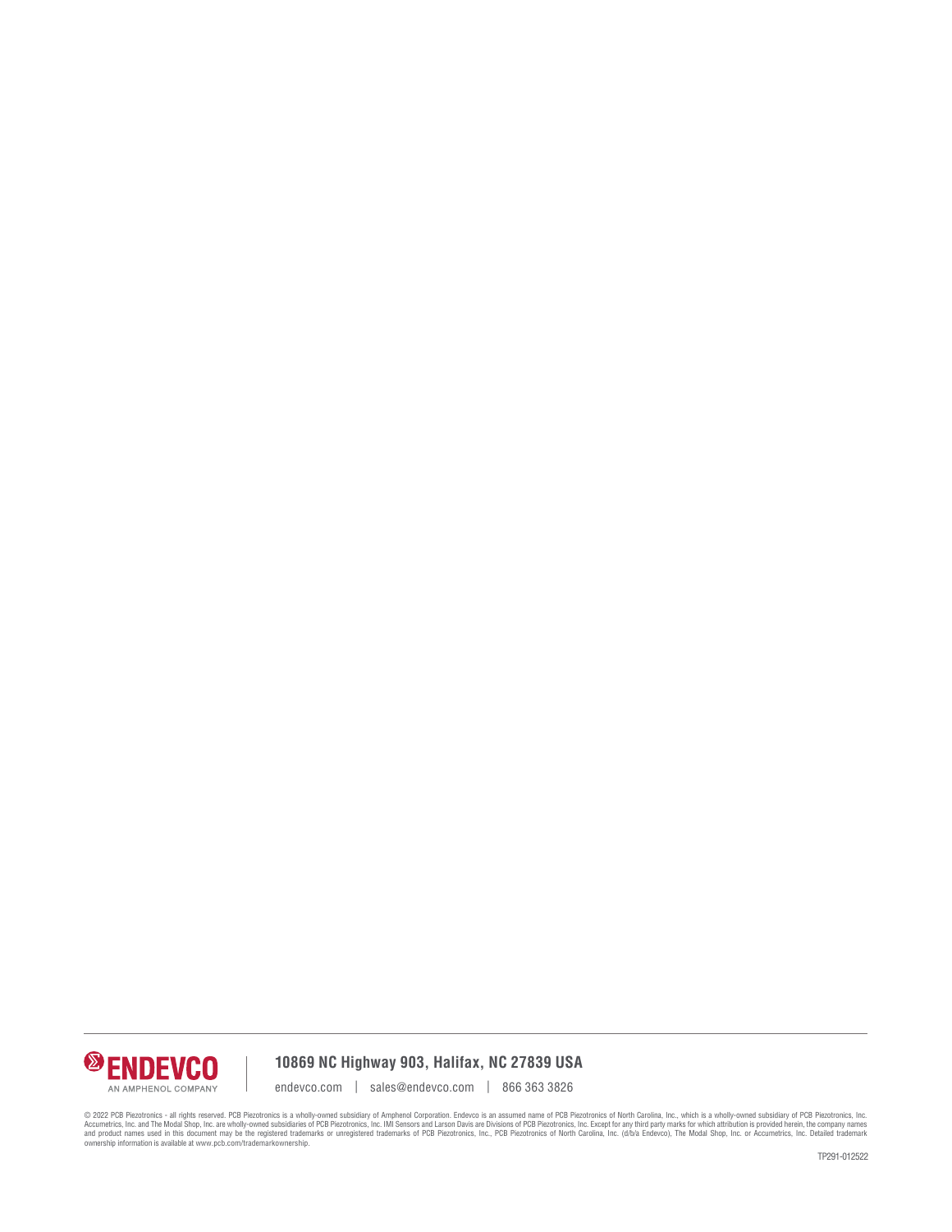ENDEVCO

AN AMPHENOL COMPANY

**10869 NC Highway 903, Halifax, NC 27839 USA**

endevco.com | sales@endevco.com | 866 363 3826

© 2022 PCB Piezotronics - all rights reserved. PCB Piezotronics is a wholly-owned subsidiary of Amphenol Corporation. Endevco is an assumed name of PCB Piezotronics of North Carolina, Inc., which is a wholly-owned subsidiary of PCB Piezotronics, Inc. Accumetrics, Inc. and The Modal Shop, Inc. are wholly-owned subsidiaries of PCB Piezotronics, Inc. IMI Sensors and Larson Davis are Divisions of PCB Piezotronics, Inc. Except for any third party marks for which attribution is provided herein, the company names and product names used in this document may be the registered trademarks or unregistered trademarks of PCB Piezotronics, Inc., PCB Piezotronics of North Carolina, Inc. (d/b/a Endevco), The Modal Shop, Inc. or Accumetrics, Inc. Detailed trademark ownership information is available at www.pcb.com/trademarkownership.

TP291-012522